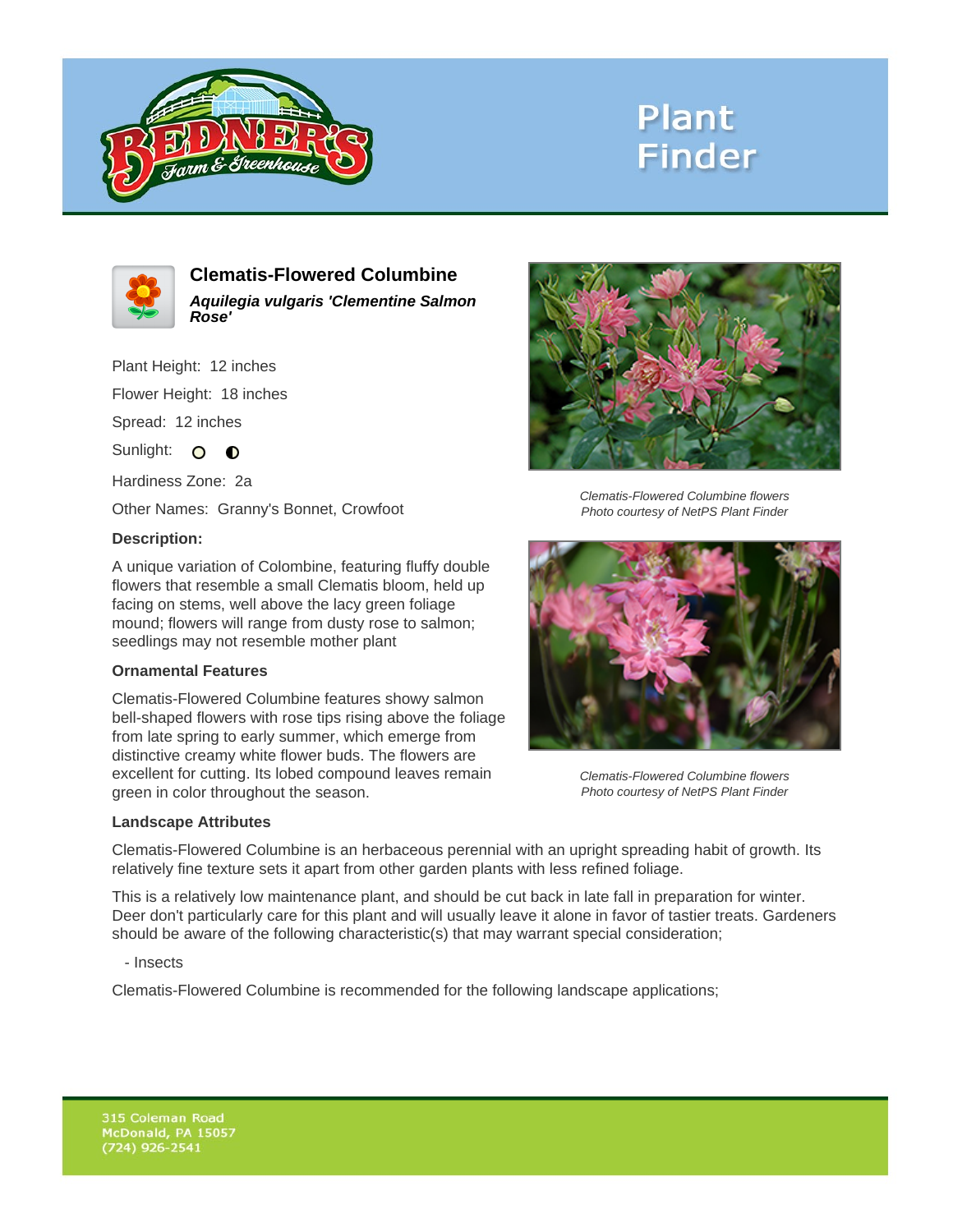# Plant Finder

## Clematis-Flowered Columbine

***Aquilegia vulgaris 'Clementine Salmon Rose'***

Plant Height: 12 inches

Flower Height: 18 inches

Spread: 12 inches

Sunlight:

Hardiness Zone: 2a

Other Names: Granny's Bonnet, Crowfoot

**Description:**

A unique variation of Colombine, featuring fluffy double flowers that resemble a small Clematis bloom, held up facing on stems, well above the lacy green foliage mound; flowers will range from dusty rose to salmon; seedlings may not resemble mother plant

**Ornamental Features**

Clematis-Flowered Columbine features showy salmon bell-shaped flowers with rose tips rising above the foliage from late spring to early summer, which emerge from distinctive creamy white flower buds. The flowers are excellent for cutting. Its lobed compound leaves remain green in color throughout the season.

*Clematis-Flowered Columbine flowers*
*Photo courtesy of NetPS Plant Finder*

*Clematis-Flowered Columbine flowers*
*Photo courtesy of NetPS Plant Finder*

**Landscape Attributes**

Clematis-Flowered Columbine is an herbaceous perennial with an upright spreading habit of growth. Its relatively fine texture sets it apart from other garden plants with less refined foliage.

This is a relatively low maintenance plant, and should be cut back in late fall in preparation for winter. Deer don't particularly care for this plant and will usually leave it alone in favor of tastier treats. Gardeners should be aware of the following characteristic(s) that may warrant special consideration;

- Insects

Clematis-Flowered Columbine is recommended for the following landscape applications;

315 Coleman Road
McDonald, PA 15057
(724) 926-2541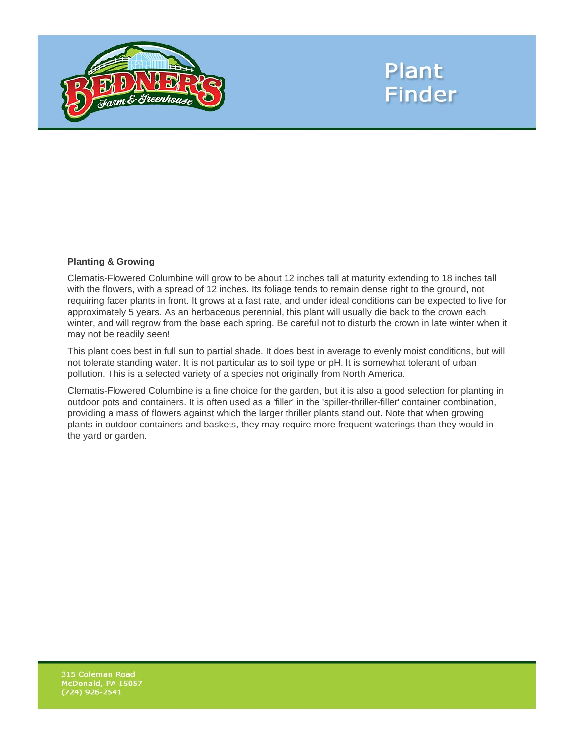**Planting & Growing**

Clematis-Flowered Columbine will grow to be about 12 inches tall at maturity extending to 18 inches tall with the flowers, with a spread of 12 inches. Its foliage tends to remain dense right to the ground, not requiring facer plants in front. It grows at a fast rate, and under ideal conditions can be expected to live for approximately 5 years. As an herbaceous perennial, this plant will usually die back to the crown each winter, and will regrow from the base each spring. Be careful not to disturb the crown in late winter when it may not be readily seen!

This plant does best in full sun to partial shade. It does best in average to evenly moist conditions, but will not tolerate standing water. It is not particular as to soil type or pH. It is somewhat tolerant of urban pollution. This is a selected variety of a species not originally from North America.

Clematis-Flowered Columbine is a fine choice for the garden, but it is also a good selection for planting in outdoor pots and containers. It is often used as a 'filler' in the 'spiller-thriller-filler' container combination, providing a mass of flowers against which the larger thriller plants stand out. Note that when growing plants in outdoor containers and baskets, they may require more frequent waterings than they would in the yard or garden.